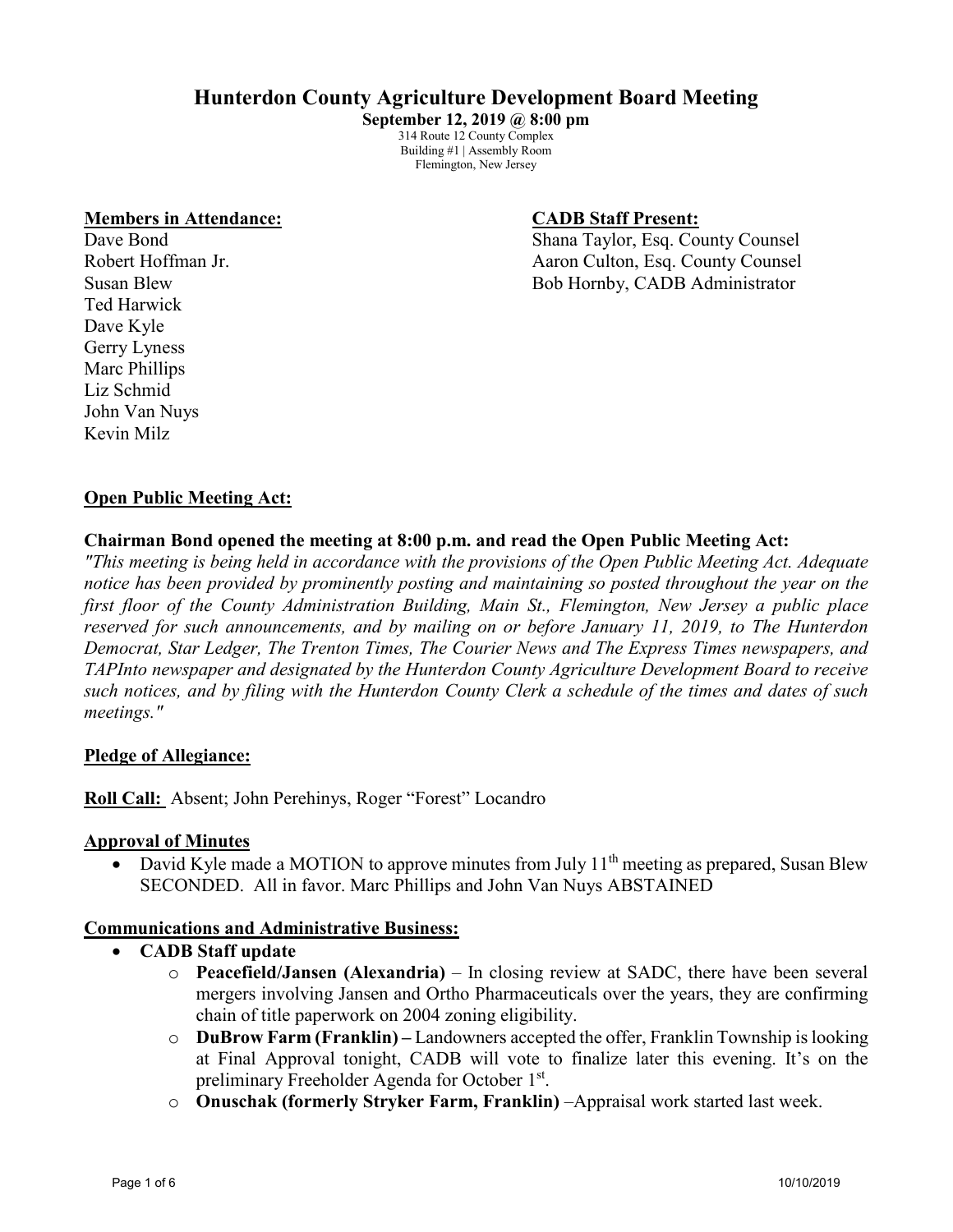# Hunterdon County Agriculture Development Board Meeting

**September 12, 2019 @ 8:00 pm**

314 Route 12 County Complex
Building #1 | Assembly Room
Flemington, New Jersey

**Members in Attendance:**

Dave Bond
Robert Hoffman Jr.
Susan Blew
Ted Harwick
Dave Kyle
Gerry Lyness
Marc Phillips
Liz Schmid
John Van Nuys
Kevin Milz

**CADB Staff Present:**

Shana Taylor, Esq. County Counsel
Aaron Culton, Esq. County Counsel
Bob Hornby, CADB Administrator

## Open Public Meeting Act:

**Chairman Bond opened the meeting at 8:00 p.m. and read the Open Public Meeting Act:**

*"This meeting is being held in accordance with the provisions of the Open Public Meeting Act. Adequate notice has been provided by prominently posting and maintaining so posted throughout the year on the first floor of the County Administration Building, Main St., Flemington, New Jersey a public place reserved for such announcements, and by mailing on or before January 11, 2019, to The Hunterdon Democrat, Star Ledger, The Trenton Times, The Courier News and The Express Times newspapers, and TAPInto newspaper and designated by the Hunterdon County Agriculture Development Board to receive such notices, and by filing with the Hunterdon County Clerk a schedule of the times and dates of such meetings."*

## Pledge of Allegiance:

**Roll Call:** Absent; John Perehinys, Roger "Forest" Locandro

## Approval of Minutes

- David Kyle made a MOTION to approve minutes from July 11th meeting as prepared, Susan Blew SECONDED. All in favor. Marc Phillips and John Van Nuys ABSTAINED

## Communications and Administrative Business:

- **CADB Staff update**
  - **Peacefield/Jansen (Alexandria)** – In closing review at SADC, there have been several mergers involving Jansen and Ortho Pharmaceuticals over the years, they are confirming chain of title paperwork on 2004 zoning eligibility.
  - **DuBrow Farm (Franklin) –** Landowners accepted the offer, Franklin Township is looking at Final Approval tonight, CADB will vote to finalize later this evening. It's on the preliminary Freeholder Agenda for October 1st.
  - **Onuschak (formerly Stryker Farm, Franklin)** –Appraisal work started last week.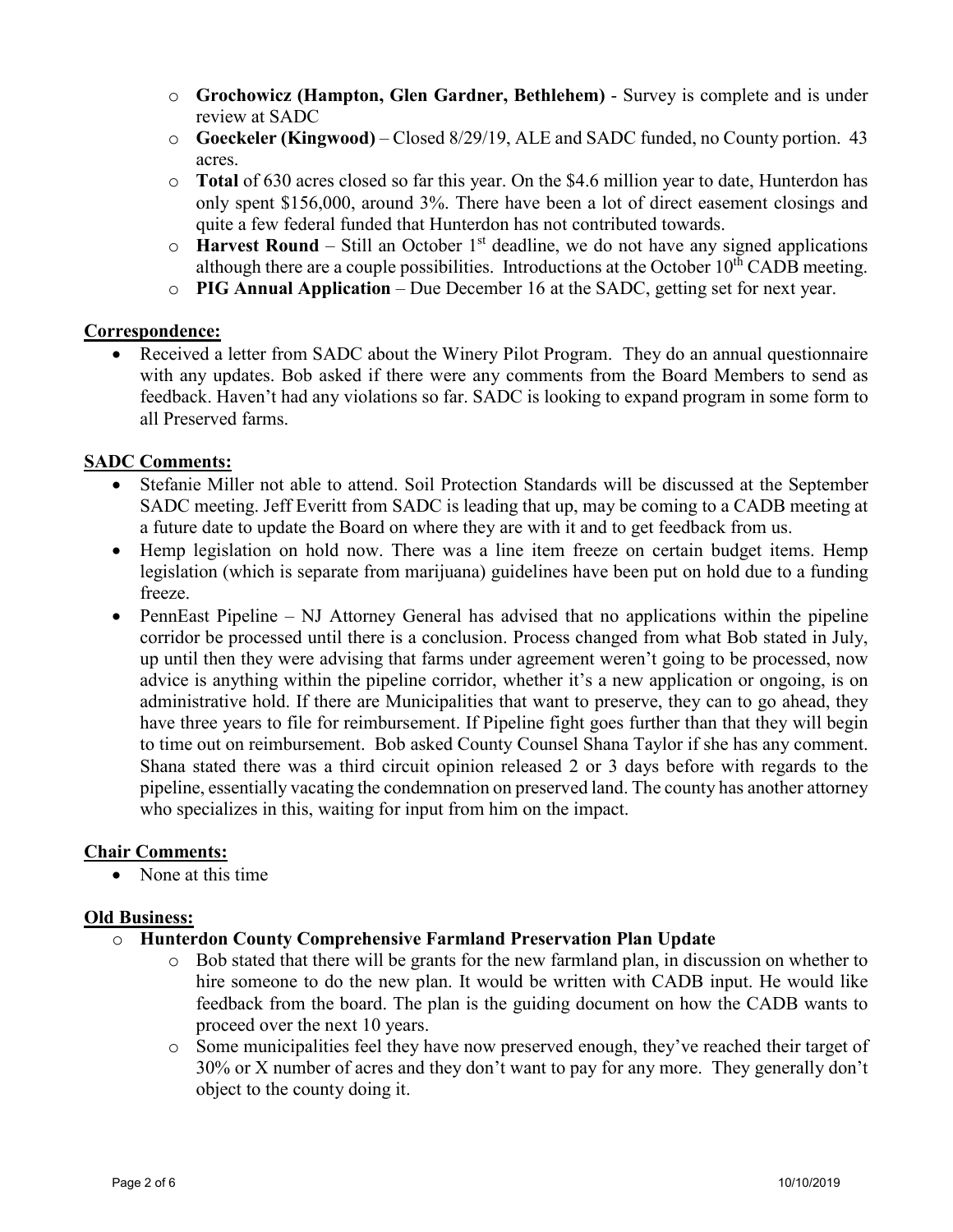- **Grochowicz (Hampton, Glen Gardner, Bethlehem)** - Survey is complete and is under review at SADC
- **Goeckeler (Kingwood)** – Closed 8/29/19, ALE and SADC funded, no County portion. 43 acres.
- **Total** of 630 acres closed so far this year. On the $4.6 million year to date, Hunterdon has only spent $156,000, around 3%. There have been a lot of direct easement closings and quite a few federal funded that Hunterdon has not contributed towards.
- **Harvest Round** – Still an October 1st deadline, we do not have any signed applications although there are a couple possibilities. Introductions at the October 10th CADB meeting.
- **PIG Annual Application** – Due December 16 at the SADC, getting set for next year.

**Correspondence:**

- Received a letter from SADC about the Winery Pilot Program. They do an annual questionnaire with any updates. Bob asked if there were any comments from the Board Members to send as feedback. Haven't had any violations so far. SADC is looking to expand program in some form to all Preserved farms.

**SADC Comments:**

- Stefanie Miller not able to attend. Soil Protection Standards will be discussed at the September SADC meeting. Jeff Everitt from SADC is leading that up, may be coming to a CADB meeting at a future date to update the Board on where they are with it and to get feedback from us.
- Hemp legislation on hold now. There was a line item freeze on certain budget items. Hemp legislation (which is separate from marijuana) guidelines have been put on hold due to a funding freeze.
- PennEast Pipeline – NJ Attorney General has advised that no applications within the pipeline corridor be processed until there is a conclusion. Process changed from what Bob stated in July, up until then they were advising that farms under agreement weren't going to be processed, now advice is anything within the pipeline corridor, whether it's a new application or ongoing, is on administrative hold. If there are Municipalities that want to preserve, they can to go ahead, they have three years to file for reimbursement. If Pipeline fight goes further than that they will begin to time out on reimbursement. Bob asked County Counsel Shana Taylor if she has any comment. Shana stated there was a third circuit opinion released 2 or 3 days before with regards to the pipeline, essentially vacating the condemnation on preserved land. The county has another attorney who specializes in this, waiting for input from him on the impact.

**Chair Comments:**

- None at this time

**Old Business:**

- **Hunterdon County Comprehensive Farmland Preservation Plan Update**
  - Bob stated that there will be grants for the new farmland plan, in discussion on whether to hire someone to do the new plan. It would be written with CADB input. He would like feedback from the board. The plan is the guiding document on how the CADB wants to proceed over the next 10 years.
  - Some municipalities feel they have now preserved enough, they've reached their target of 30% or X number of acres and they don't want to pay for any more. They generally don't object to the county doing it.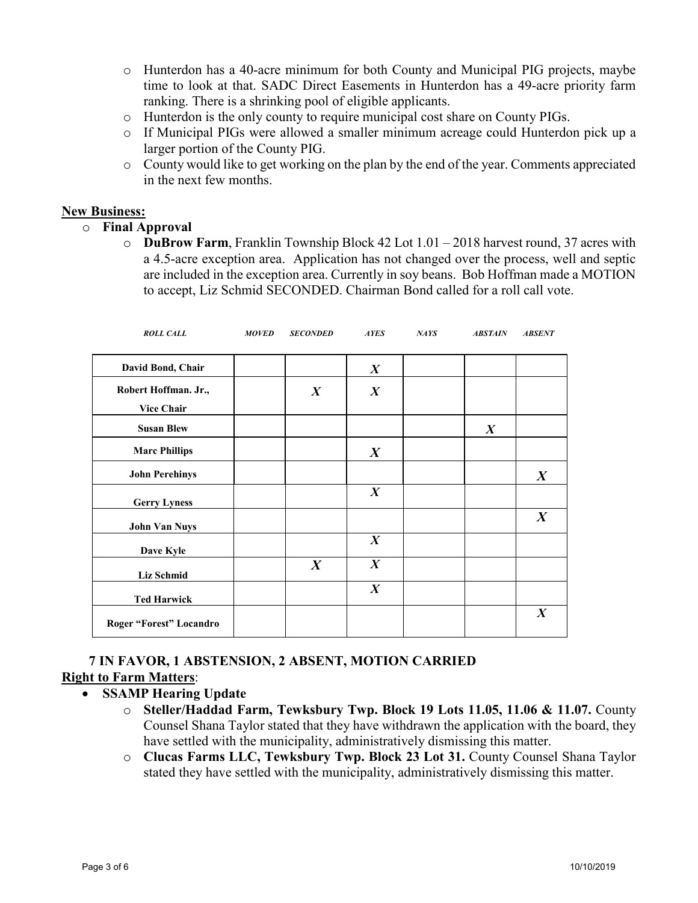- Hunterdon has a 40-acre minimum for both County and Municipal PIG projects, maybe time to look at that. SADC Direct Easements in Hunterdon has a 49-acre priority farm ranking. There is a shrinking pool of eligible applicants.
- Hunterdon is the only county to require municipal cost share on County PIGs.
- If Municipal PIGs were allowed a smaller minimum acreage could Hunterdon pick up a larger portion of the County PIG.
- County would like to get working on the plan by the end of the year. Comments appreciated in the next few months.

**New Business:**

- **Final Approval**
  - **DuBrow Farm**, Franklin Township Block 42 Lot 1.01 – 2018 harvest round, 37 acres with a 4.5-acre exception area. Application has not changed over the process, well and septic are included in the exception area. Currently in soy beans. Bob Hoffman made a MOTION to accept, Liz Schmid SECONDED. Chairman Bond called for a roll call vote.

| *ROLL CALL* | *MOVED* | *SECONDED* | *AYES* | *NAYS* | *ABSTAIN* | *ABSENT* |
|---|---|---|---|---|---|---|
| **David Bond, Chair** | | | *X* | | | |
| **Robert Hoffman. Jr., Vice Chair** | | *X* | *X* | | | |
| **Susan Blew** | | | | | *X* | |
| **Marc Phillips** | | | *X* | | | |
| **John Perehinys** | | | | | | *X* |
| **Gerry Lyness** | | | *X* | | | |
| **John Van Nuys** | | | | | | *X* |
| **Dave Kyle** | | | *X* | | | |
| **Liz Schmid** | | *X* | *X* | | | |
| **Ted Harwick** | | | *X* | | | |
| **Roger "Forest" Locandro** | | | | | | *X* |

**7 IN FAVOR, 1 ABSTENSION, 2 ABSENT, MOTION CARRIED**

**Right to Farm Matters**:

- **SSAMP Hearing Update**
  - **Steller/Haddad Farm, Tewksbury Twp. Block 19 Lots 11.05, 11.06 & 11.07.** County Counsel Shana Taylor stated that they have withdrawn the application with the board, they have settled with the municipality, administratively dismissing this matter.
  - **Clucas Farms LLC, Tewksbury Twp. Block 23 Lot 31.** County Counsel Shana Taylor stated they have settled with the municipality, administratively dismissing this matter.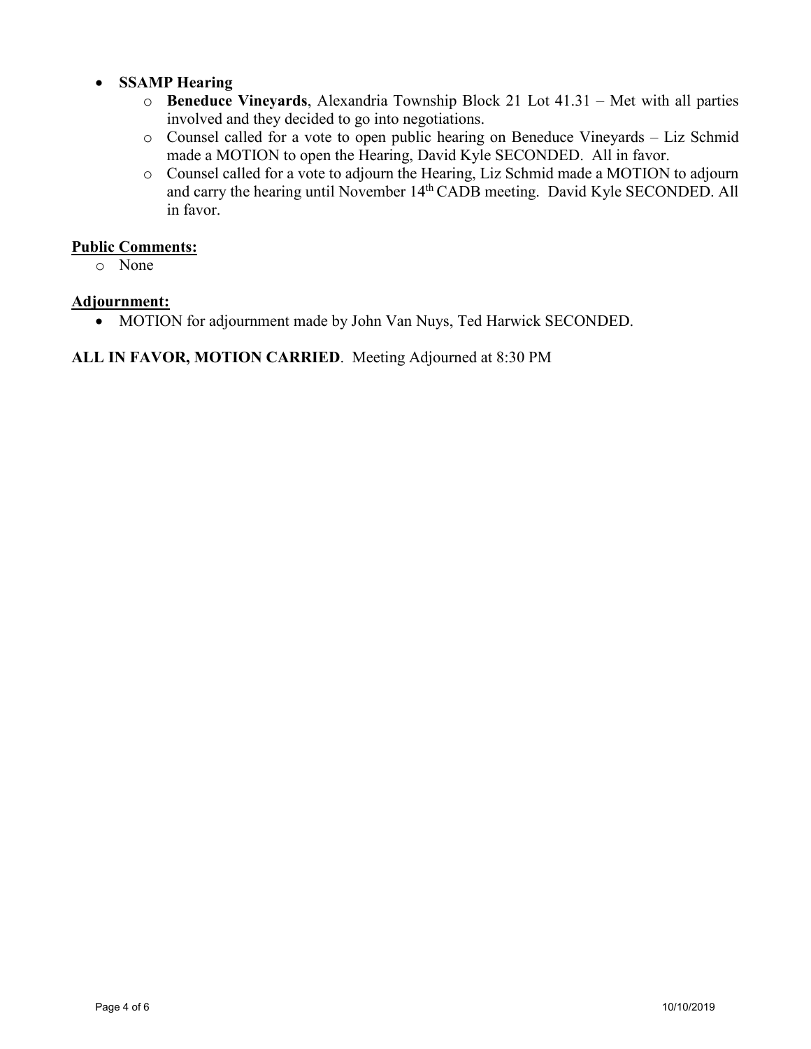- **SSAMP Hearing**
  - **Beneduce Vineyards**, Alexandria Township Block 21 Lot 41.31 – Met with all parties involved and they decided to go into negotiations.
  - Counsel called for a vote to open public hearing on Beneduce Vineyards – Liz Schmid made a MOTION to open the Hearing, David Kyle SECONDED. All in favor.
  - Counsel called for a vote to adjourn the Hearing, Liz Schmid made a MOTION to adjourn and carry the hearing until November 14th CADB meeting. David Kyle SECONDED. All in favor.

**Public Comments:**

- None

**Adjournment:**

- MOTION for adjournment made by John Van Nuys, Ted Harwick SECONDED.

**ALL IN FAVOR, MOTION CARRIED**. Meeting Adjourned at 8:30 PM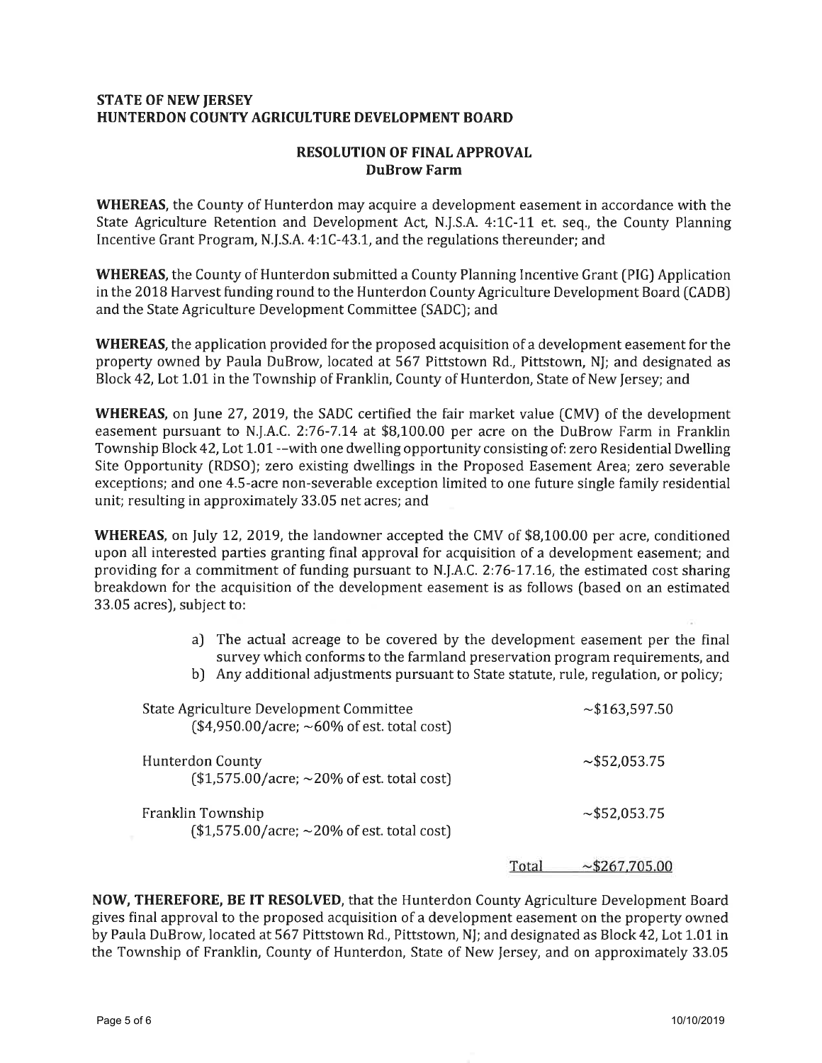**STATE OF NEW JERSEY**
**HUNTERDON COUNTY AGRICULTURE DEVELOPMENT BOARD**

**RESOLUTION OF FINAL APPROVAL**
**DuBrow Farm**

**WHEREAS,** the County of Hunterdon may acquire a development easement in accordance with the State Agriculture Retention and Development Act, N.J.S.A. 4:1C-11 et. seq., the County Planning Incentive Grant Program, N.J.S.A. 4:1C-43.1, and the regulations thereunder; and

**WHEREAS,** the County of Hunterdon submitted a County Planning Incentive Grant (PIG) Application in the 2018 Harvest funding round to the Hunterdon County Agriculture Development Board (CADB) and the State Agriculture Development Committee (SADC); and

**WHEREAS,** the application provided for the proposed acquisition of a development easement for the property owned by Paula DuBrow, located at 567 Pittstown Rd., Pittstown, NJ; and designated as Block 42, Lot 1.01 in the Township of Franklin, County of Hunterdon, State of New Jersey; and

**WHEREAS,** on June 27, 2019, the SADC certified the fair market value (CMV) of the development easement pursuant to N.J.A.C. 2:76-7.14 at $8,100.00 per acre on the DuBrow Farm in Franklin Township Block 42, Lot 1.01 --with one dwelling opportunity consisting of: zero Residential Dwelling Site Opportunity (RDSO); zero existing dwellings in the Proposed Easement Area; zero severable exceptions; and one 4.5-acre non-severable exception limited to one future single family residential unit; resulting in approximately 33.05 net acres; and

**WHEREAS,** on July 12, 2019, the landowner accepted the CMV of $8,100.00 per acre, conditioned upon all interested parties granting final approval for acquisition of a development easement; and providing for a commitment of funding pursuant to N.J.A.C. 2:76-17.16, the estimated cost sharing breakdown for the acquisition of the development easement is as follows (based on an estimated 33.05 acres), subject to:

a) The actual acreage to be covered by the development easement per the final survey which conforms to the farmland preservation program requirements, and
b) Any additional adjustments pursuant to State statute, rule, regulation, or policy;

| | |
|---|---|
| State Agriculture Development Committee ($4,950.00/acre; ~60% of est. total cost) | ~$163,597.50 |
| Hunterdon County ($1,575.00/acre; ~20% of est. total cost) | ~$52,053.75 |
| Franklin Township ($1,575.00/acre; ~20% of est. total cost) | ~$52,053.75 |
| Total | ~$267,705.00 |

**NOW, THEREFORE, BE IT RESOLVED,** that the Hunterdon County Agriculture Development Board gives final approval to the proposed acquisition of a development easement on the property owned by Paula DuBrow, located at 567 Pittstown Rd., Pittstown, NJ; and designated as Block 42, Lot 1.01 in the Township of Franklin, County of Hunterdon, State of New Jersey, and on approximately 33.05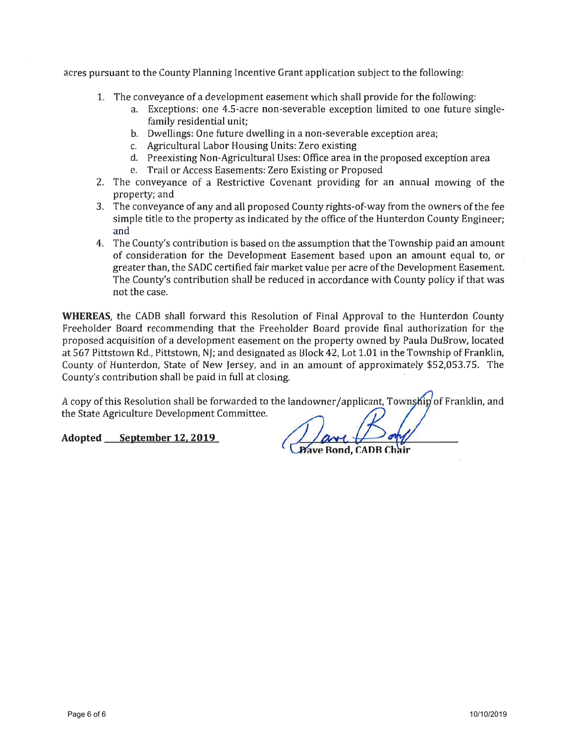acres pursuant to the County Planning Incentive Grant application subject to the following:

1. The conveyance of a development easement which shall provide for the following:
   a. Exceptions: one 4.5-acre non-severable exception limited to one future single-family residential unit;
   b. Dwellings: One future dwelling in a non-severable exception area;
   c. Agricultural Labor Housing Units: Zero existing
   d. Preexisting Non-Agricultural Uses: Office area in the proposed exception area
   e. Trail or Access Easements: Zero Existing or Proposed
2. The conveyance of a Restrictive Covenant providing for an annual mowing of the property; and
3. The conveyance of any and all proposed County rights-of-way from the owners of the fee simple title to the property as indicated by the office of the Hunterdon County Engineer; and
4. The County's contribution is based on the assumption that the Township paid an amount of consideration for the Development Easement based upon an amount equal to, or greater than, the SADC certified fair market value per acre of the Development Easement. The County's contribution shall be reduced in accordance with County policy if that was not the case.

**WHEREAS**, the CADB shall forward this Resolution of Final Approval to the Hunterdon County Freeholder Board recommending that the Freeholder Board provide final authorization for the proposed acquisition of a development easement on the property owned by Paula DuBrow, located at 567 Pittstown Rd., Pittstown, NJ; and designated as Block 42, Lot 1.01 in the Township of Franklin, County of Hunterdon, State of New Jersey, and in an amount of approximately $52,053.75. The County's contribution shall be paid in full at closing.

A copy of this Resolution shall be forwarded to the landowner/applicant, Township of Franklin, and the State Agriculture Development Committee.

**Adopted** **September 12, 2019**

Dave Bond, CADB Chair